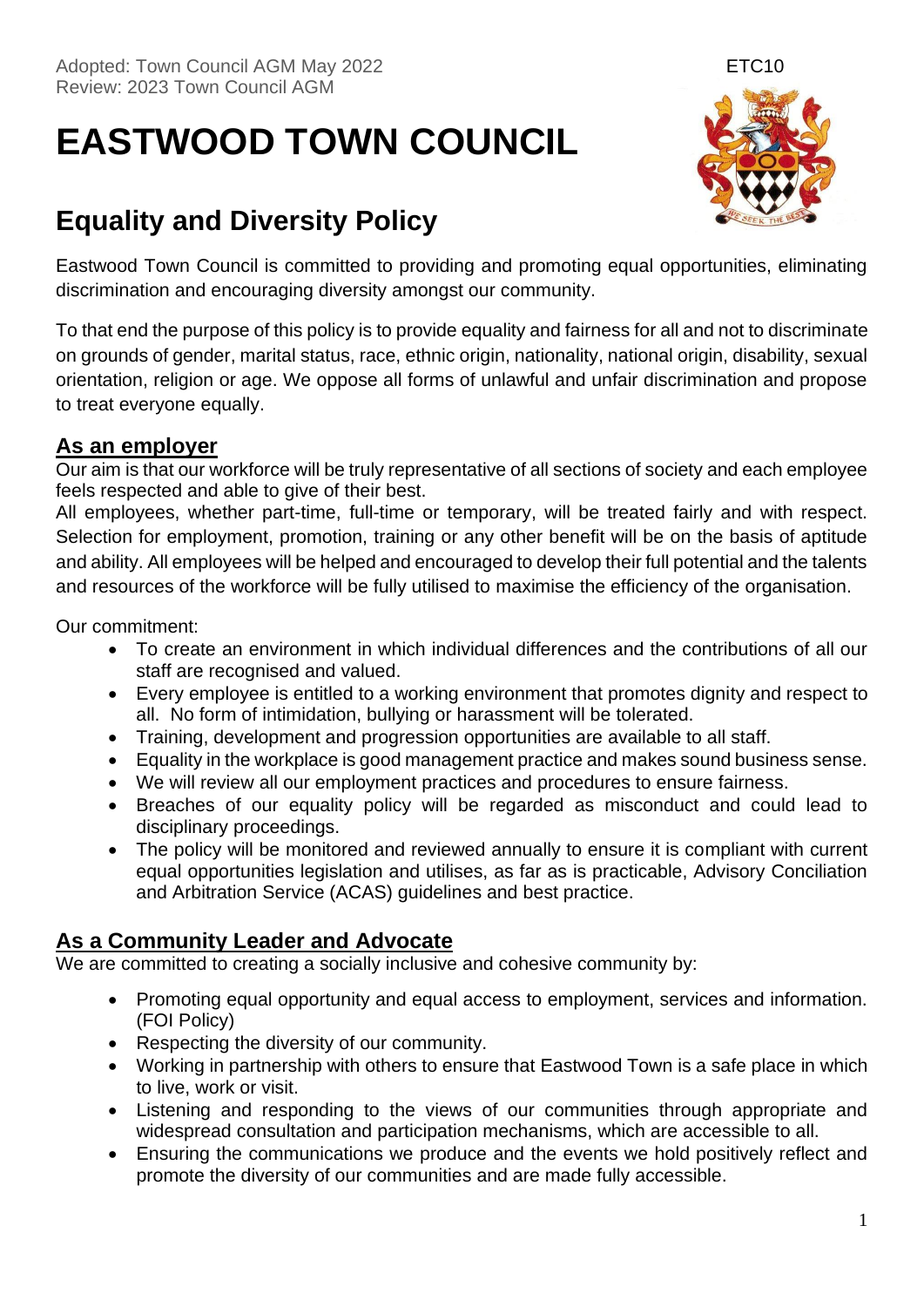Adopted: Town Council AGM May 2022
Review: 2023 Town Council AGM

ETC10

# EASTWOOD TOWN COUNCIL

## Equality and Diversity Policy

Eastwood Town Council is committed to providing and promoting equal opportunities, eliminating discrimination and encouraging diversity amongst our community.

To that end the purpose of this policy is to provide equality and fairness for all and not to discriminate on grounds of gender, marital status, race, ethnic origin, nationality, national origin, disability, sexual orientation, religion or age. We oppose all forms of unlawful and unfair discrimination and propose to treat everyone equally.

### As an employer

Our aim is that our workforce will be truly representative of all sections of society and each employee feels respected and able to give of their best.
All employees, whether part-time, full-time or temporary, will be treated fairly and with respect. Selection for employment, promotion, training or any other benefit will be on the basis of aptitude and ability. All employees will be helped and encouraged to develop their full potential and the talents and resources of the workforce will be fully utilised to maximise the efficiency of the organisation.

Our commitment:

- To create an environment in which individual differences and the contributions of all our staff are recognised and valued.
- Every employee is entitled to a working environment that promotes dignity and respect to all. No form of intimidation, bullying or harassment will be tolerated.
- Training, development and progression opportunities are available to all staff.
- Equality in the workplace is good management practice and makes sound business sense.
- We will review all our employment practices and procedures to ensure fairness.
- Breaches of our equality policy will be regarded as misconduct and could lead to disciplinary proceedings.
- The policy will be monitored and reviewed annually to ensure it is compliant with current equal opportunities legislation and utilises, as far as is practicable, Advisory Conciliation and Arbitration Service (ACAS) guidelines and best practice.

### As a Community Leader and Advocate

We are committed to creating a socially inclusive and cohesive community by:

- Promoting equal opportunity and equal access to employment, services and information. (FOI Policy)
- Respecting the diversity of our community.
- Working in partnership with others to ensure that Eastwood Town is a safe place in which to live, work or visit.
- Listening and responding to the views of our communities through appropriate and widespread consultation and participation mechanisms, which are accessible to all.
- Ensuring the communications we produce and the events we hold positively reflect and promote the diversity of our communities and are made fully accessible.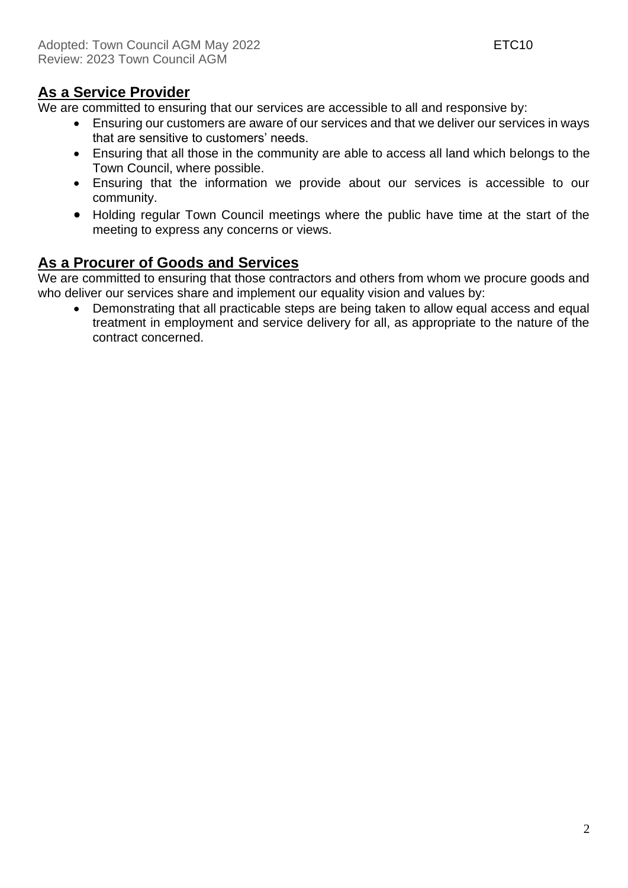## As a Service Provider

We are committed to ensuring that our services are accessible to all and responsive by:

- Ensuring our customers are aware of our services and that we deliver our services in ways that are sensitive to customers' needs.
- Ensuring that all those in the community are able to access all land which belongs to the Town Council, where possible.
- Ensuring that the information we provide about our services is accessible to our community.
- Holding regular Town Council meetings where the public have time at the start of the meeting to express any concerns or views.

## As a Procurer of Goods and Services

We are committed to ensuring that those contractors and others from whom we procure goods and who deliver our services share and implement our equality vision and values by:

- Demonstrating that all practicable steps are being taken to allow equal access and equal treatment in employment and service delivery for all, as appropriate to the nature of the contract concerned.